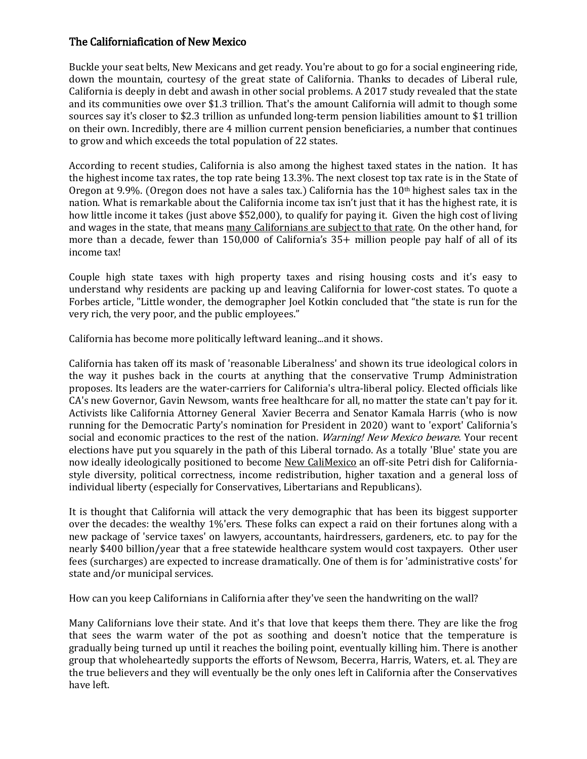### The Californiafication of New Mexico

Buckle your seat belts, New Mexicans and get ready. You're about to go for a social engineering ride, down the mountain, courtesy of the great state of California. Thanks to decades of Liberal rule, California is deeply in debt and awash in other social problems. A 2017 study revealed that the state and its communities owe over $1.3 trillion. That's the amount California will admit to though some sources say it's closer to $2.3 trillion as unfunded long-term pension liabilities amount to $1 trillion on their own. Incredibly, there are 4 million current pension beneficiaries, a number that continues to grow and which exceeds the total population of 22 states.

According to recent studies, California is also among the highest taxed states in the nation. It has the highest income tax rates, the top rate being 13.3%. The next closest top tax rate is in the State of Oregon at 9.9%. (Oregon does not have a sales tax.) California has the 10th highest sales tax in the nation. What is remarkable about the California income tax isn't just that it has the highest rate, it is how little income it takes (just above $52,000), to qualify for paying it. Given the high cost of living and wages in the state, that means <u>many Californians are subject to that rate</u>. On the other hand, for more than a decade, fewer than 150,000 of California's 35+ million people pay half of all of its income tax!

Couple high state taxes with high property taxes and rising housing costs and it's easy to understand why residents are packing up and leaving California for lower-cost states. To quote a Forbes article, "Little wonder, the demographer Joel Kotkin concluded that "the state is run for the very rich, the very poor, and the public employees."

California has become more politically leftward leaning...and it shows.

California has taken off its mask of 'reasonable Liberalness' and shown its true ideological colors in the way it pushes back in the courts at anything that the conservative Trump Administration proposes. Its leaders are the water-carriers for California's ultra-liberal policy. Elected officials like CA's new Governor, Gavin Newsom, wants free healthcare for all, no matter the state can't pay for it. Activists like California Attorney General Xavier Becerra and Senator Kamala Harris (who is now running for the Democratic Party's nomination for President in 2020) want to 'export' California's social and economic practices to the rest of the nation. *Warning! New Mexico beware.* Your recent elections have put you squarely in the path of this Liberal tornado. As a totally 'Blue' state you are now ideally ideologically positioned to become <u>New CaliMexico</u> an off-site Petri dish for California-style diversity, political correctness, income redistribution, higher taxation and a general loss of individual liberty (especially for Conservatives, Libertarians and Republicans).

It is thought that California will attack the very demographic that has been its biggest supporter over the decades: the wealthy 1%'ers. These folks can expect a raid on their fortunes along with a new package of 'service taxes' on lawyers, accountants, hairdressers, gardeners, etc. to pay for the nearly $400 billion/year that a free statewide healthcare system would cost taxpayers. Other user fees (surcharges) are expected to increase dramatically. One of them is for 'administrative costs' for state and/or municipal services.

How can you keep Californians in California after they've seen the handwriting on the wall?

Many Californians love their state. And it's that love that keeps them there. They are like the frog that sees the warm water of the pot as soothing and doesn't notice that the temperature is gradually being turned up until it reaches the boiling point, eventually killing him. There is another group that wholeheartedly supports the efforts of Newsom, Becerra, Harris, Waters, et. al. They are the true believers and they will eventually be the only ones left in California after the Conservatives have left.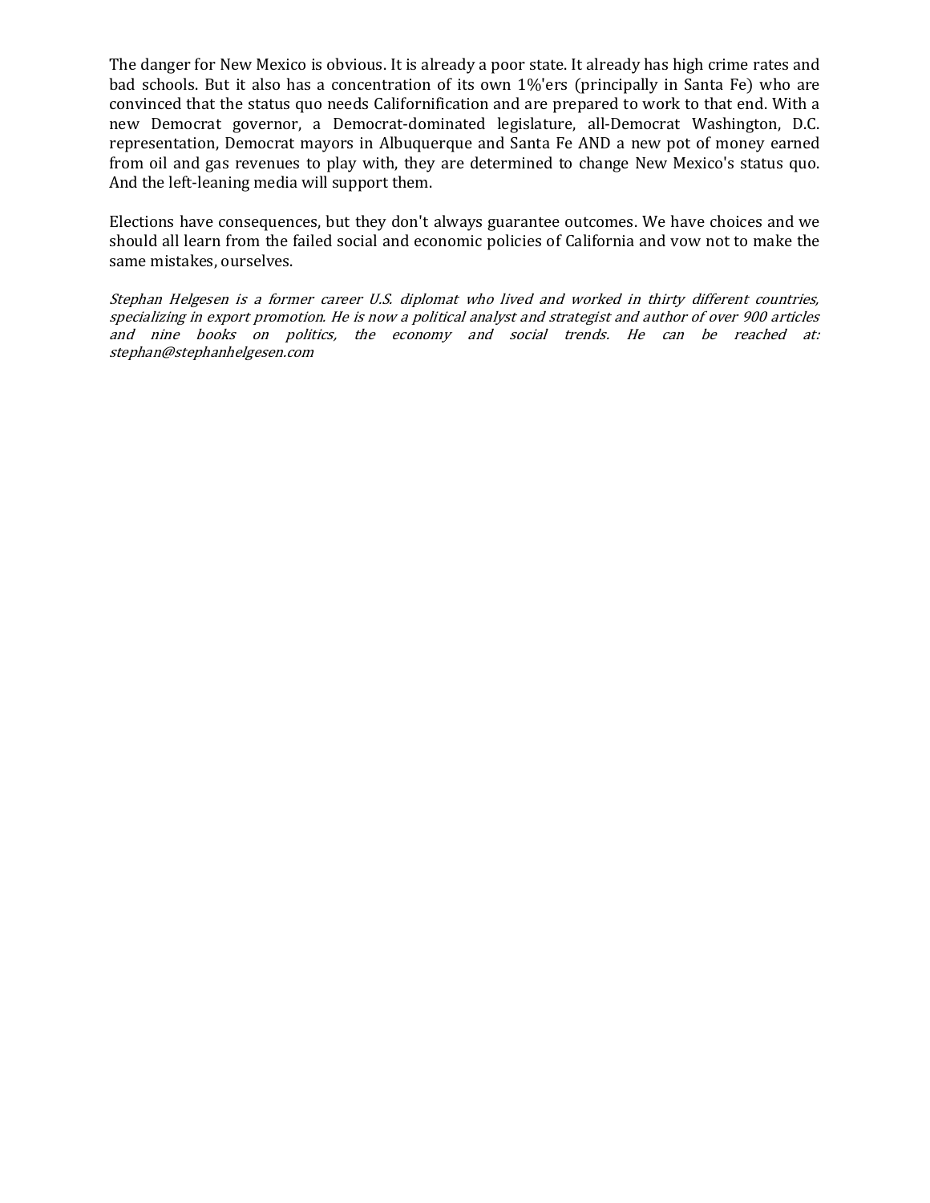The danger for New Mexico is obvious. It is already a poor state. It already has high crime rates and bad schools. But it also has a concentration of its own 1%'ers (principally in Santa Fe) who are convinced that the status quo needs Californification and are prepared to work to that end. With a new Democrat governor, a Democrat-dominated legislature, all-Democrat Washington, D.C. representation, Democrat mayors in Albuquerque and Santa Fe AND a new pot of money earned from oil and gas revenues to play with, they are determined to change New Mexico's status quo. And the left-leaning media will support them.

Elections have consequences, but they don't always guarantee outcomes. We have choices and we should all learn from the failed social and economic policies of California and vow not to make the same mistakes, ourselves.

*Stephan Helgesen is a former career U.S. diplomat who lived and worked in thirty different countries, specializing in export promotion. He is now a political analyst and strategist and author of over 900 articles and nine books on politics, the economy and social trends. He can be reached at: stephan@stephanhelgesen.com*